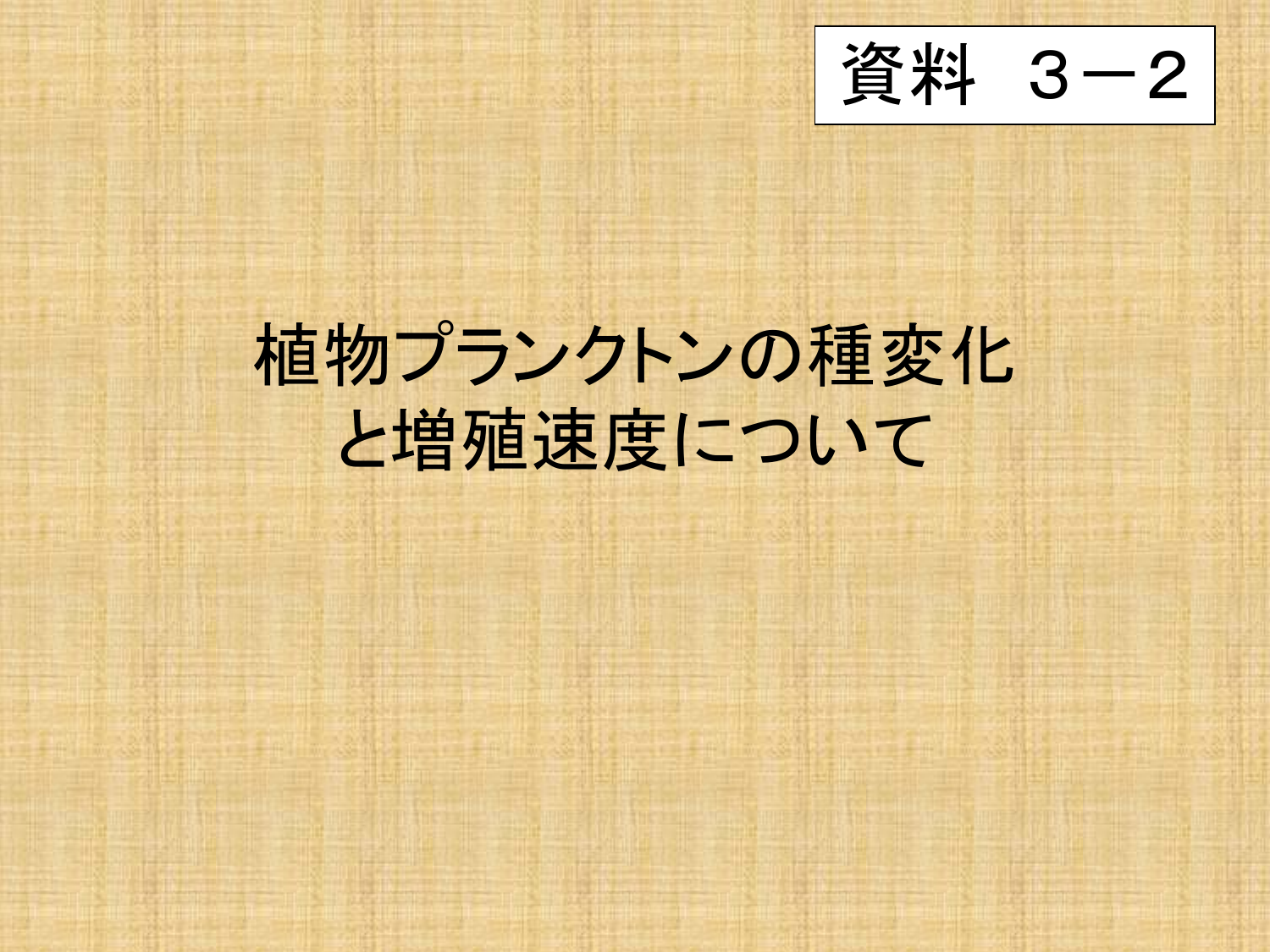資料　３－2

# 植物プランクトンの種変化と増殖速度について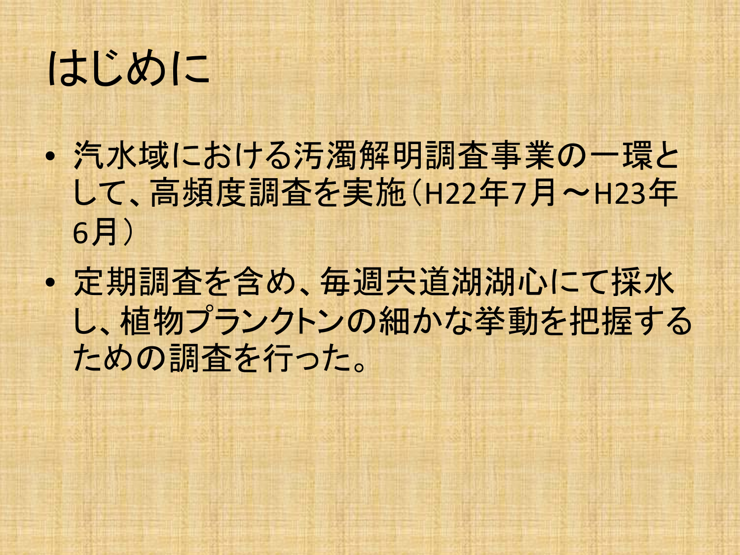# はじめに

- 汽水域における汚濁解明調査事業の一環として、高頻度調査を実施（H22年7月～H23年6月）
- 定期調査を含め、毎週宍道湖湖心にて採水し、植物プランクトンの細かな挙動を把握するための調査を行った。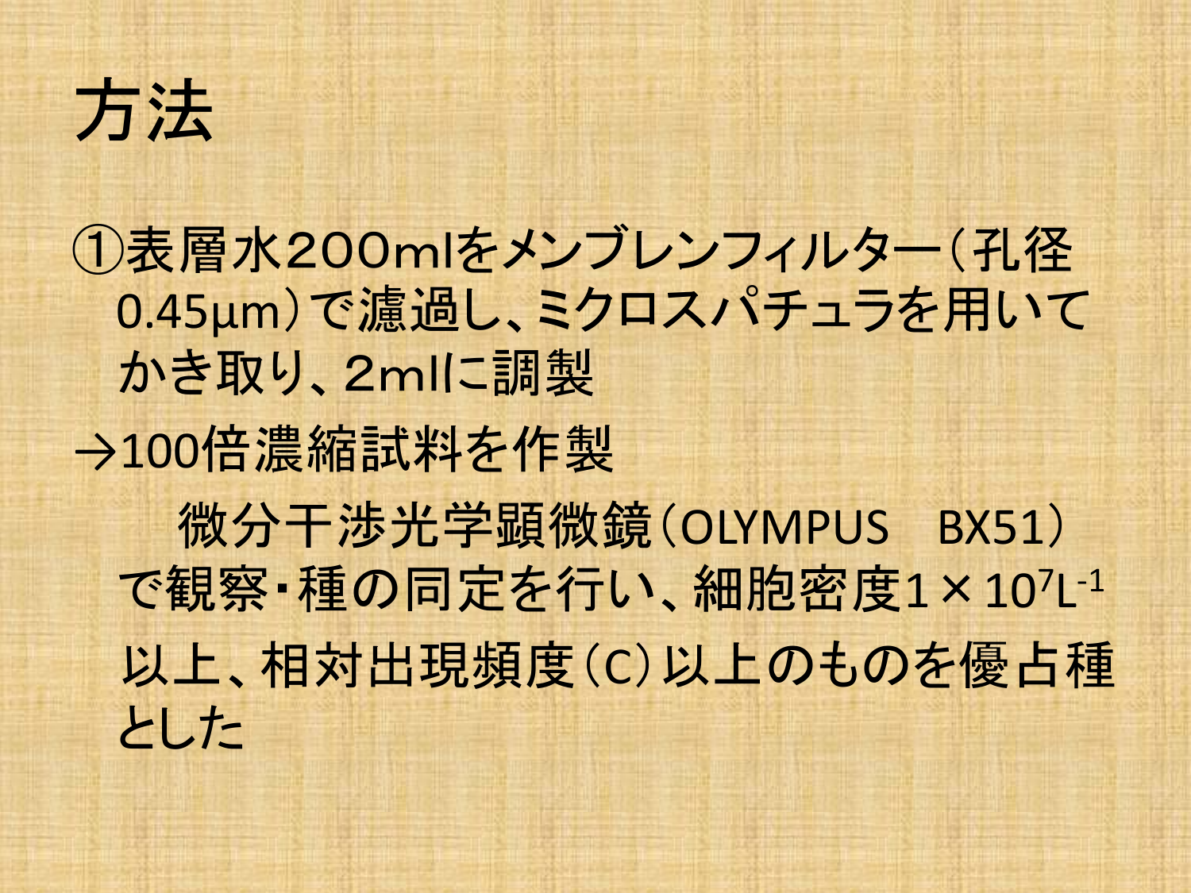# 方法

①表層水200mlをメンブレンフィルター（孔径0.45μm）で濾過し、ミクロスパチュラを用いてかき取り、2mlに調製

→100倍濃縮試料を作製

微分干渉光学顕微鏡（OLYMPUS　BX51）で観察・種の同定を行い、細胞密度$1 \times 10^{7} L^{-1}$以上、相対出現頻度（C）以上のものを優占種とした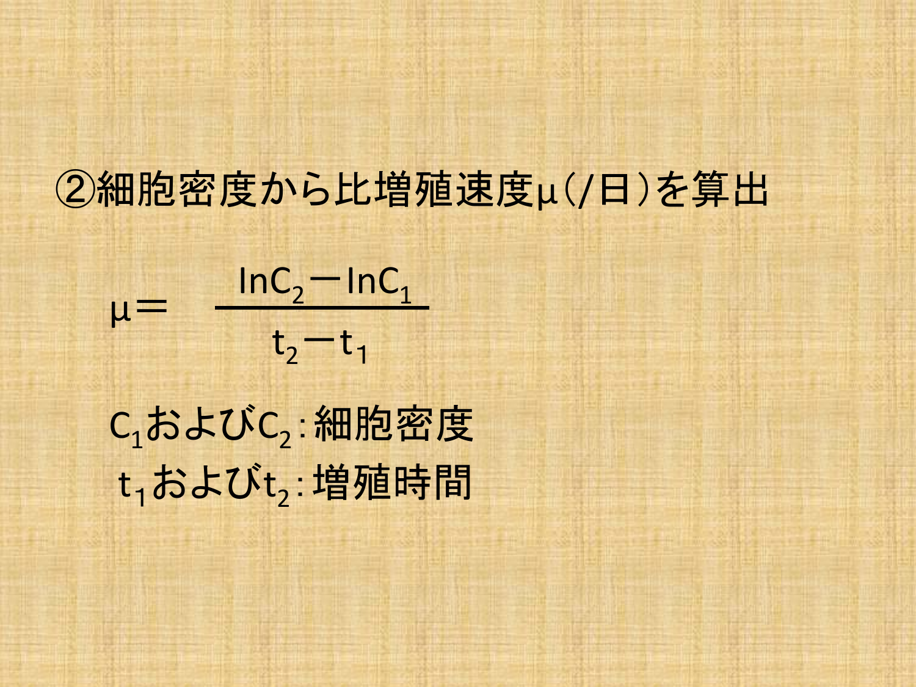## ②細胞密度から比増殖速度μ(/日)を算出

$$\mu = \frac{\ln C_2 - \ln C_1}{t_2 - t_1}$$

$C_1$および$C_2$：細胞密度

$t_1$および$t_2$：増殖時間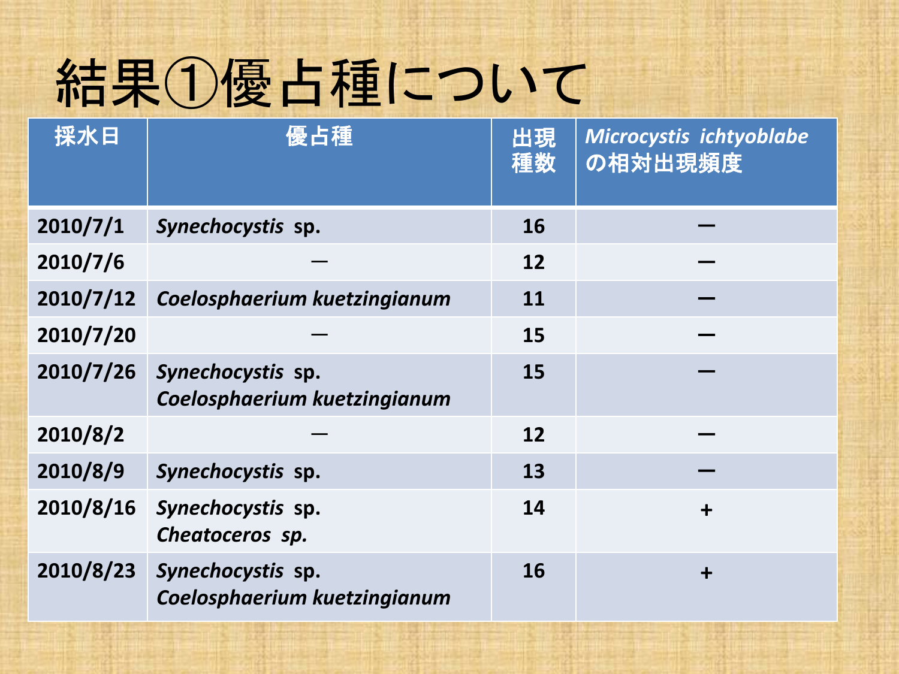# 結果①優占種について

| 採水日 | 優占種 | 出現種数 | *Microcystis ichtyoblabe* の相対出現頻度 |
|---|---|---|---|
| 2010/7/1 | *Synechocystis* sp. | 16 | ー |
| 2010/7/6 | ― | 12 | ー |
| 2010/7/12 | *Coelosphaerium kuetzingianum* | 11 | ー |
| 2010/7/20 | ― | 15 | ー |
| 2010/7/26 | *Synechocystis* sp.<br>*Coelosphaerium kuetzingianum* | 15 | ー |
| 2010/8/2 | ― | 12 | ー |
| 2010/8/9 | *Synechocystis* sp. | 13 | ー |
| 2010/8/16 | *Synechocystis* sp.<br>*Cheatoceros sp.* | 14 | + |
| 2010/8/23 | *Synechocystis* sp.<br>*Coelosphaerium kuetzingianum* | 16 | + |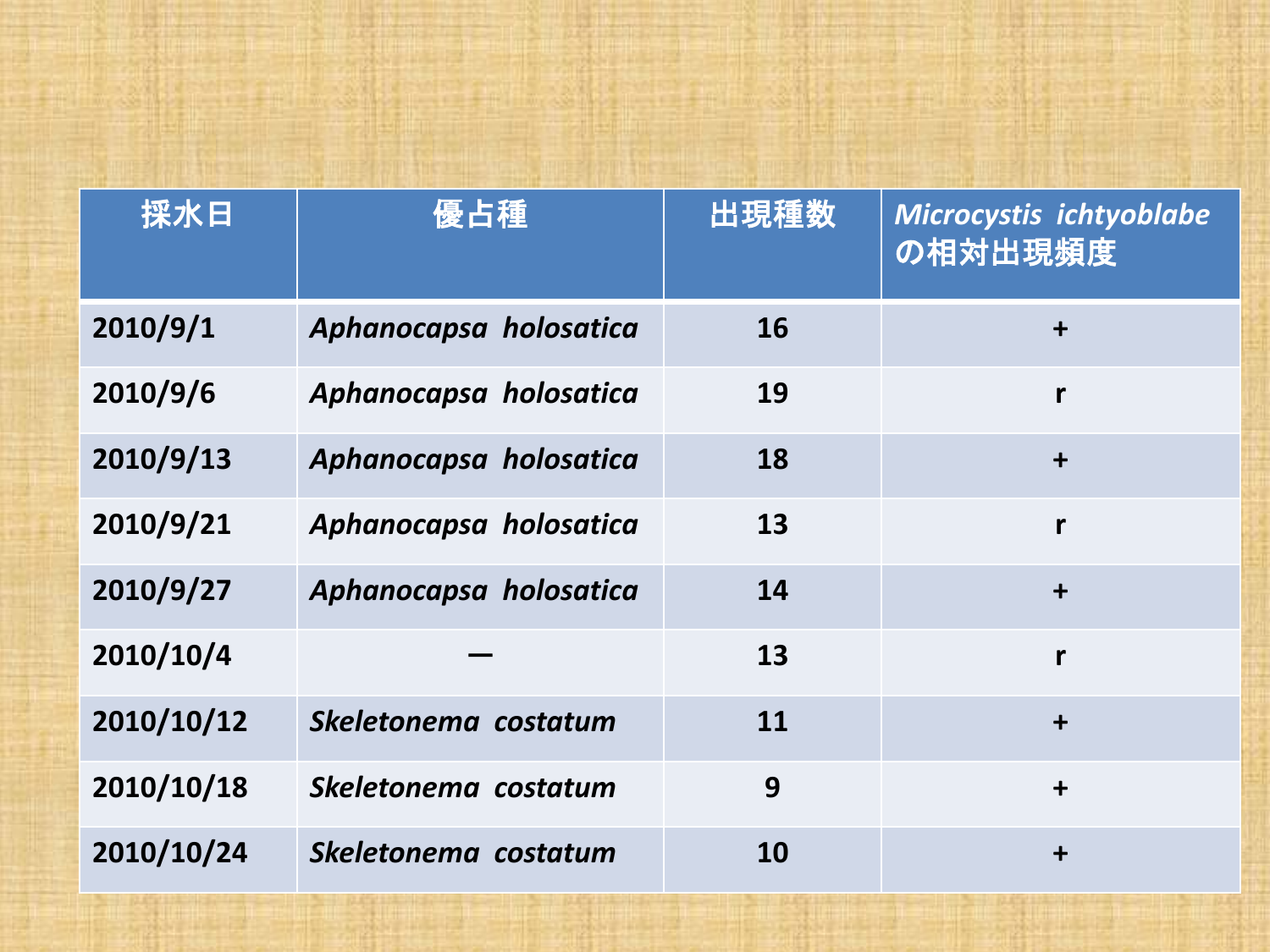| 採水日 | 優占種 | 出現種数 | *Microcystis ichtyoblabe* の相対出現頻度 |
| --- | --- | --- | --- |
| 2010/9/1 | *Aphanocapsa holosatica* | 16 | + |
| 2010/9/6 | *Aphanocapsa holosatica* | 19 | r |
| 2010/9/13 | *Aphanocapsa holosatica* | 18 | + |
| 2010/9/21 | *Aphanocapsa holosatica* | 13 | r |
| 2010/9/27 | *Aphanocapsa holosatica* | 14 | + |
| 2010/10/4 | — | 13 | r |
| 2010/10/12 | *Skeletonema costatum* | 11 | + |
| 2010/10/18 | *Skeletonema costatum* | 9 | + |
| 2010/10/24 | *Skeletonema costatum* | 10 | + |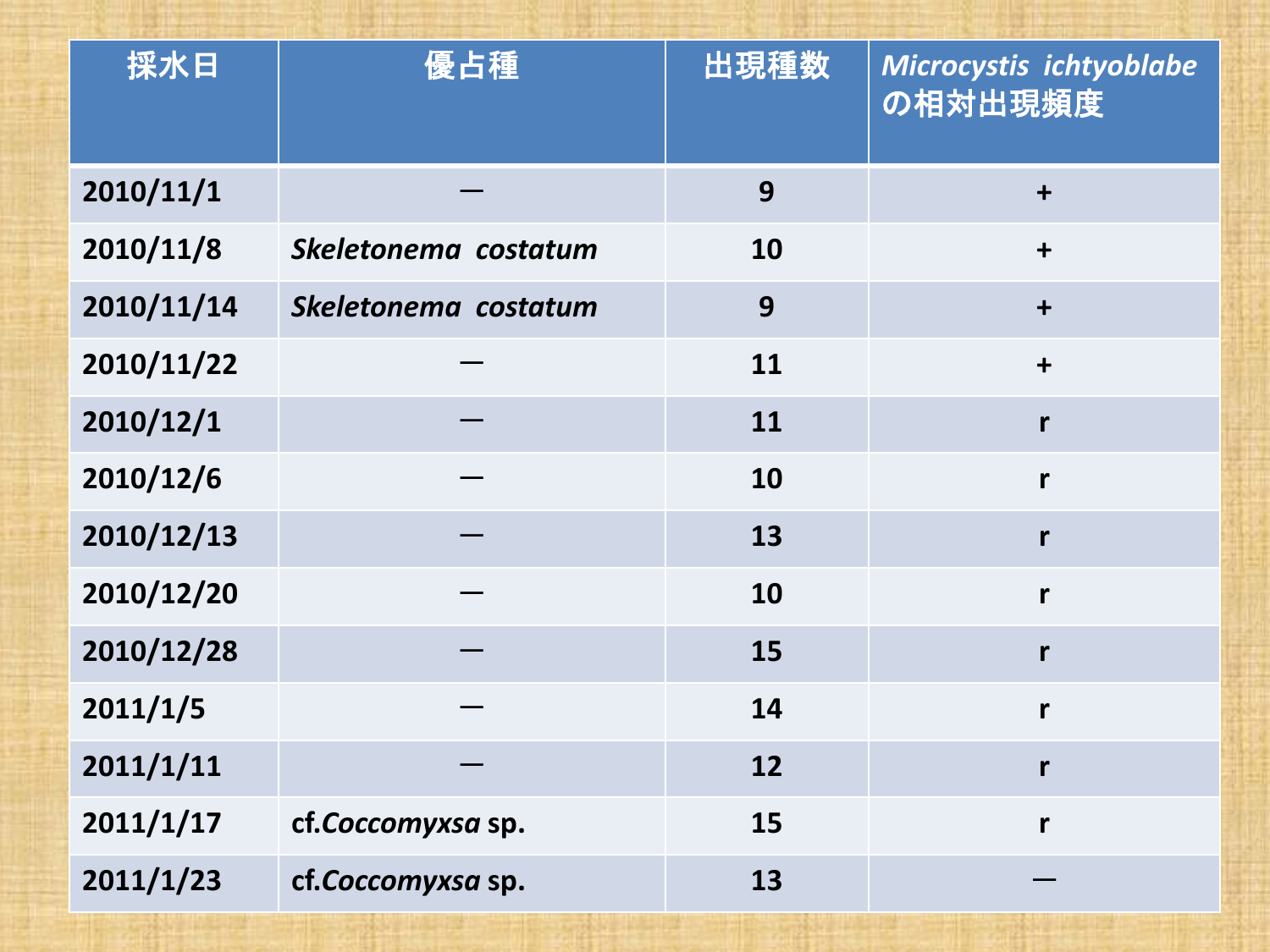| 採水日 | 優占種 | 出現種数 | *Microcystis ichtyoblabe* の相対出現頻度 |
| --- | --- | --- | --- |
| 2010/11/1 | ― | 9 | + |
| 2010/11/8 | *Skeletonema costatum* | 10 | + |
| 2010/11/14 | *Skeletonema costatum* | 9 | + |
| 2010/11/22 | ― | 11 | + |
| 2010/12/1 | ― | 11 | r |
| 2010/12/6 | ― | 10 | r |
| 2010/12/13 | ― | 13 | r |
| 2010/12/20 | ― | 10 | r |
| 2010/12/28 | ― | 15 | r |
| 2011/1/5 | ― | 14 | r |
| 2011/1/11 | ― | 12 | r |
| 2011/1/17 | cf.*Coccomyxsa* sp. | 15 | r |
| 2011/1/23 | cf.*Coccomyxsa* sp. | 13 | ― |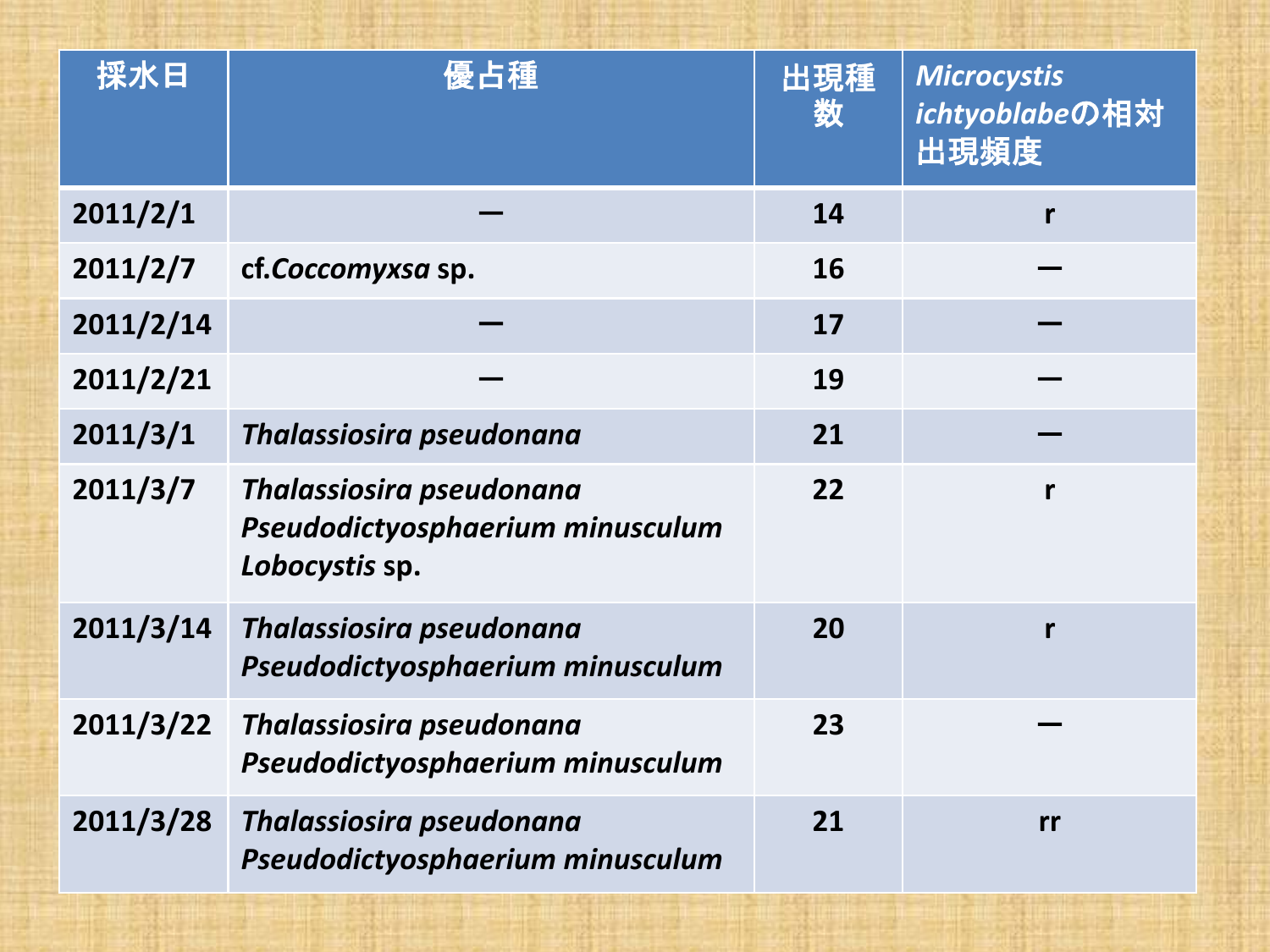| 採水日 | 優占種 | 出現種数 | *Microcystis ichtyoblabe*の相対出現頻度 |
|---|---|---|---|
| 2011/2/1 | ― | 14 | r |
| 2011/2/7 | cf.*Coccomyxsa* sp. | 16 | ― |
| 2011/2/14 | ― | 17 | ― |
| 2011/2/21 | ― | 19 | ― |
| 2011/3/1 | *Thalassiosira pseudonana* | 21 | ― |
| 2011/3/7 | *Thalassiosira pseudonana*<br>*Pseudodictyosphaerium minusculum*<br>*Lobocystis* sp. | 22 | r |
| 2011/3/14 | *Thalassiosira pseudonana*<br>*Pseudodictyosphaerium minusculum* | 20 | r |
| 2011/3/22 | *Thalassiosira pseudonana*<br>*Pseudodictyosphaerium minusculum* | 23 | ― |
| 2011/3/28 | *Thalassiosira pseudonana*<br>*Pseudodictyosphaerium minusculum* | 21 | rr |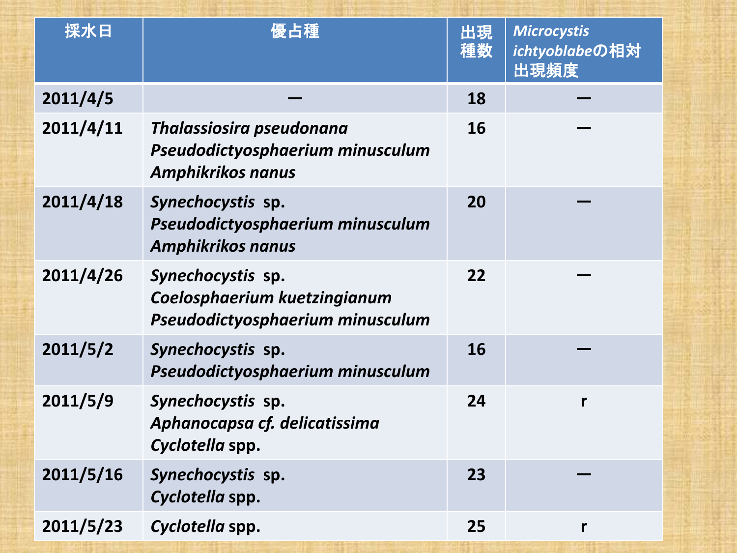| 採水日 | 優占種 | 出現種数 | *Microcystis ichtyoblabe*の相対出現頻度 |
|---|---|---|---|
| 2011/4/5 | — | 18 | — |
| 2011/4/11 | *Thalassiosira pseudonana*<br>*Pseudodictyosphaerium minusculum*<br>*Amphikrikos nanus* | 16 | — |
| 2011/4/18 | *Synechocystis* sp.<br>*Pseudodictyosphaerium minusculum*<br>*Amphikrikos nanus* | 20 | — |
| 2011/4/26 | *Synechocystis* sp.<br>*Coelosphaerium kuetzingianum*<br>*Pseudodictyosphaerium minusculum* | 22 | — |
| 2011/5/2 | *Synechocystis* sp.<br>*Pseudodictyosphaerium minusculum* | 16 | — |
| 2011/5/9 | *Synechocystis* sp.<br>*Aphanocapsa cf. delicatissima*<br>*Cyclotella* spp. | 24 | r |
| 2011/5/16 | *Synechocystis* sp.<br>*Cyclotella* spp. | 23 | — |
| 2011/5/23 | *Cyclotella* spp. | 25 | r |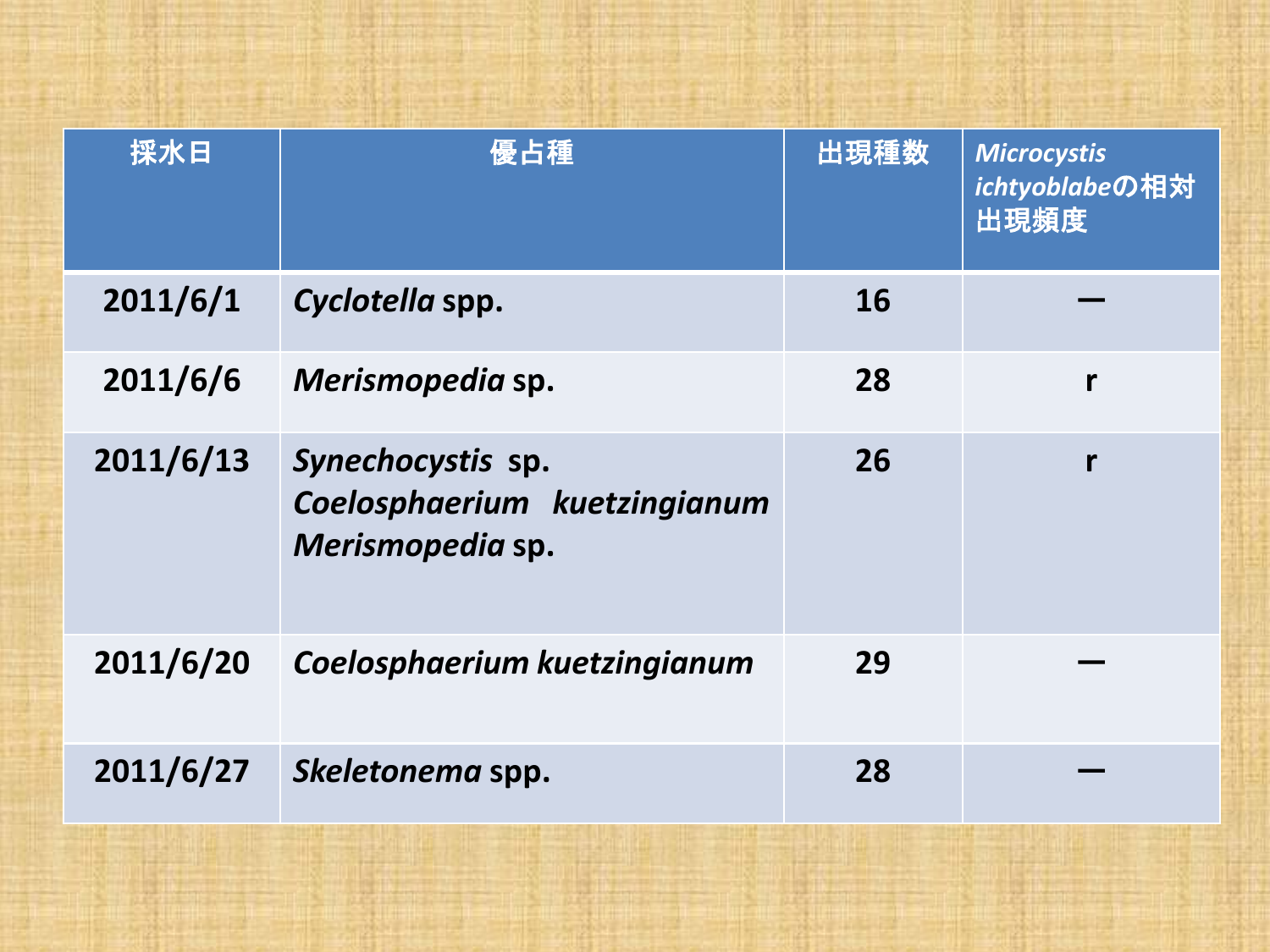| 採水日 | 優占種 | 出現種数 | *Microcystis ichtyoblabe*の相対出現頻度 |
|---|---|---|---|
| 2011/6/1 | *Cyclotella* spp. | 16 | ― |
| 2011/6/6 | *Merismopedia* sp. | 28 | r |
| 2011/6/13 | *Synechocystis* sp.<br>*Coelosphaerium kuetzingianum*<br>*Merismopedia* sp. | 26 | r |
| 2011/6/20 | *Coelosphaerium kuetzingianum* | 29 | ― |
| 2011/6/27 | *Skeletonema* spp. | 28 | ― |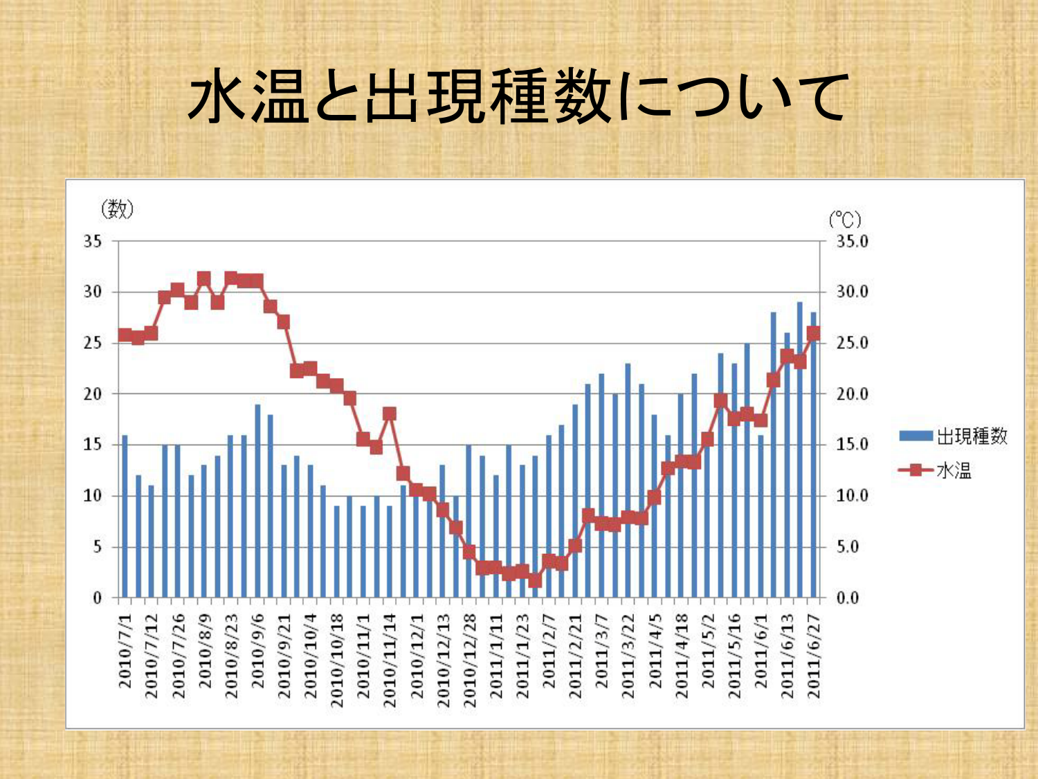# 水温と出現種数について

（数）

35
30
25
20
15
10
5
0

（℃）

35.0
30.0
25.0
20.0
15.0
10.0
5.0
0.0

出現種数
水温

2010/7/1
2010/7/12
2010/7/26
2010/8/9
2010/8/23
2010/9/6
2010/9/21
2010/10/4
2010/10/18
2010/11/1
2010/11/14
2010/12/1
2010/12/13
2010/12/28
2011/1/11
2011/1/23
2011/2/7
2011/2/21
2011/3/7
2011/3/22
2011/4/5
2011/4/18
2011/5/2
2011/5/16
2011/6/1
2011/6/13
2011/6/27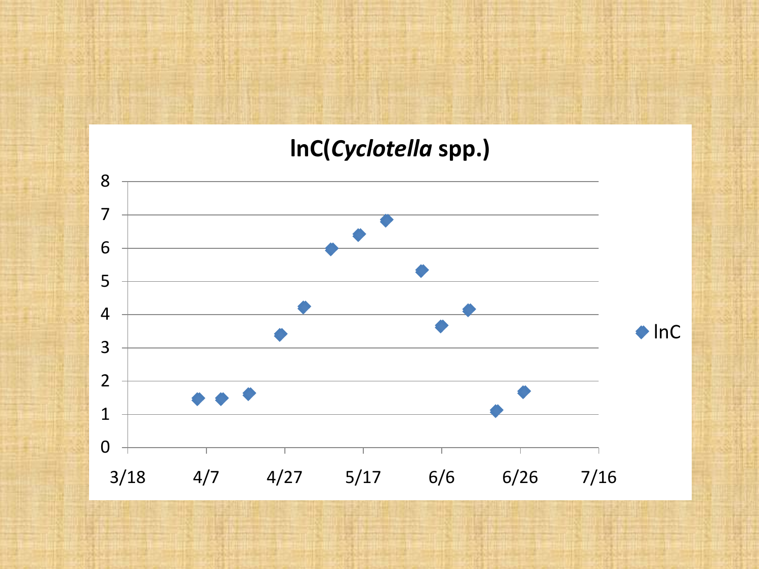## lnC(*Cyclotella* spp.)

8
7
6
5
4
3
2
1
0

3/18 4/7 4/27 5/17 6/6 6/26 7/16

lnC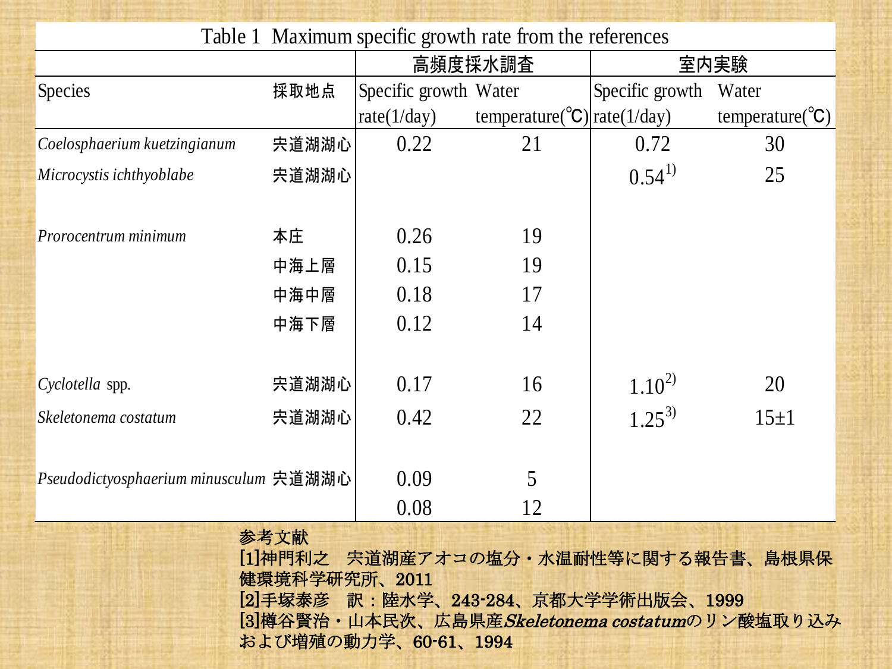Table 1 Maximum specific growth rate from the references

| Species | 採取地点 | 高頻度採水調査 Specific growth rate(1/day) | 高頻度採水調査 Water temperature(℃) | 室内実験 Specific growth rate(1/day) | 室内実験 Water temperature(℃) |
|---|---|---|---|---|---|
| *Coelosphaerium kuetzingianum* | 宍道湖湖心 | 0.22 | 21 | 0.72 | 30 |
| *Microcystis ichthyoblabe* | 宍道湖湖心 | | | 0.54[1)] | 25 |
| *Prorocentrum minimum* | 本庄 | 0.26 | 19 | | |
| | 中海上層 | 0.15 | 19 | | |
| | 中海中層 | 0.18 | 17 | | |
| | 中海下層 | 0.12 | 14 | | |
| *Cyclotella* spp. | 宍道湖湖心 | 0.17 | 16 | 1.10[2)] | 20 |
| *Skeletonema costatum* | 宍道湖湖心 | 0.42 | 22 | 1.25[3)] | 15±1 |
| *Pseudodictyosphaerium minusculum* | 宍道湖湖心 | 0.09 | 5 | | |
| | | 0.08 | 12 | | |

参考文献

[1]神門利之　宍道湖産アオコの塩分・水温耐性等に関する報告書、島根県保健環境科学研究所、2011

[2]手塚泰彦　訳：陸水学、243-284、京都大学学術出版会、1999

[3]樽谷賢治・山本民次、広島県産*Skeletonema costatum*のリン酸塩取り込みおよび増殖の動力学、60-61、1994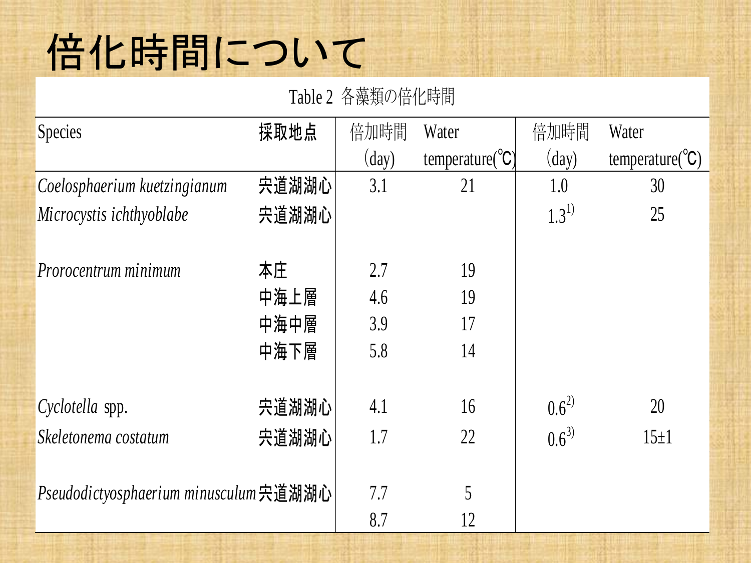# 倍化時間について

Table 2 各藻類の倍化時間

| Species | 採取地点 | 倍加時間 (day) | Water temperature(℃) | 倍加時間 (day) | Water temperature(℃) |
|---|---|---|---|---|---|
| *Coelosphaerium kuetzingianum* | 宍道湖湖心 | 3.1 | 21 | 1.0 | 30 |
| *Microcystis ichthyoblabe* | 宍道湖湖心 | | | 1.3[1)] | 25 |
| *Prorocentrum minimum* | 本庄 | 2.7 | 19 | | |
| | 中海上層 | 4.6 | 19 | | |
| | 中海中層 | 3.9 | 17 | | |
| | 中海下層 | 5.8 | 14 | | |
| *Cyclotella* spp. | 宍道湖湖心 | 4.1 | 16 | 0.6[2)] | 20 |
| *Skeletonema costatum* | 宍道湖湖心 | 1.7 | 22 | 0.6[3)] | 15±1 |
| *Pseudodictyosphaerium minusculum* | 宍道湖湖心 | 7.7 | 5 | | |
| | | 8.7 | 12 | | |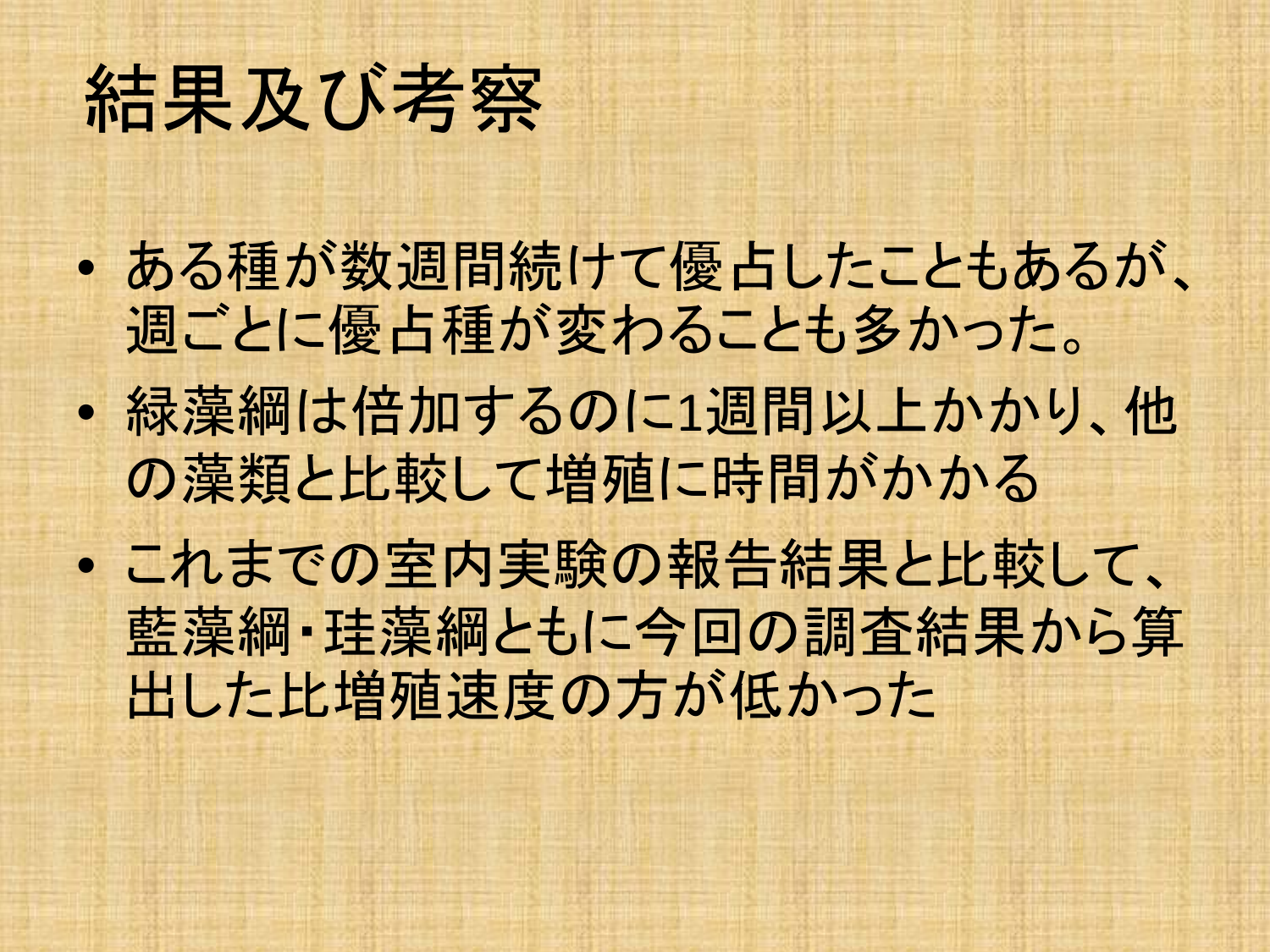# 結果及び考察

- ある種が数週間続けて優占したこともあるが、週ごとに優占種が変わることも多かった。
- 緑藻綱は倍加するのに1週間以上かかり、他の藻類と比較して増殖に時間がかかる
- これまでの室内実験の報告結果と比較して、藍藻綱･珪藻綱ともに今回の調査結果から算出した比増殖速度の方が低かった